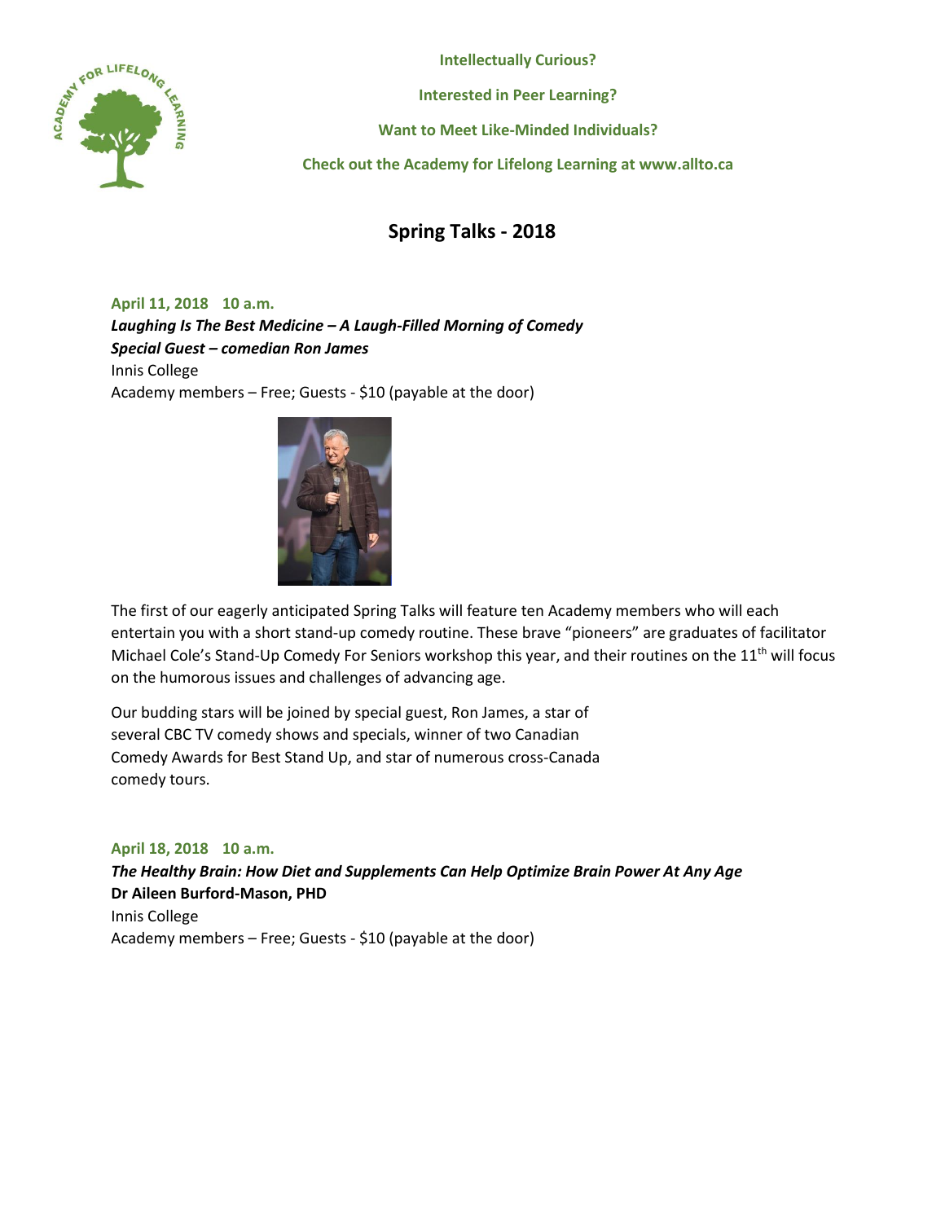**Intellectually Curious?**

**Interested in Peer Learning?**

**Want to Meet Like-Minded Individuals?**

**Check out the Academy for Lifelong Learning at www.allto.ca**

# Spring Talks - 2018

**April 11, 2018 10 a.m.**

***Laughing Is The Best Medicine – A Laugh-Filled Morning of Comedy***

***Special Guest – comedian Ron James***

Innis College

Academy members – Free; Guests - $10 (payable at the door)

The first of our eagerly anticipated Spring Talks will feature ten Academy members who will each entertain you with a short stand-up comedy routine. These brave "pioneers" are graduates of facilitator Michael Cole's Stand-Up Comedy For Seniors workshop this year, and their routines on the 11th will focus on the humorous issues and challenges of advancing age.

Our budding stars will be joined by special guest, Ron James, a star of several CBC TV comedy shows and specials, winner of two Canadian Comedy Awards for Best Stand Up, and star of numerous cross-Canada comedy tours.

**April 18, 2018 10 a.m.**

***The Healthy Brain: How Diet and Supplements Can Help Optimize Brain Power At Any Age***

**Dr Aileen Burford-Mason, PHD**

Innis College

Academy members – Free; Guests - $10 (payable at the door)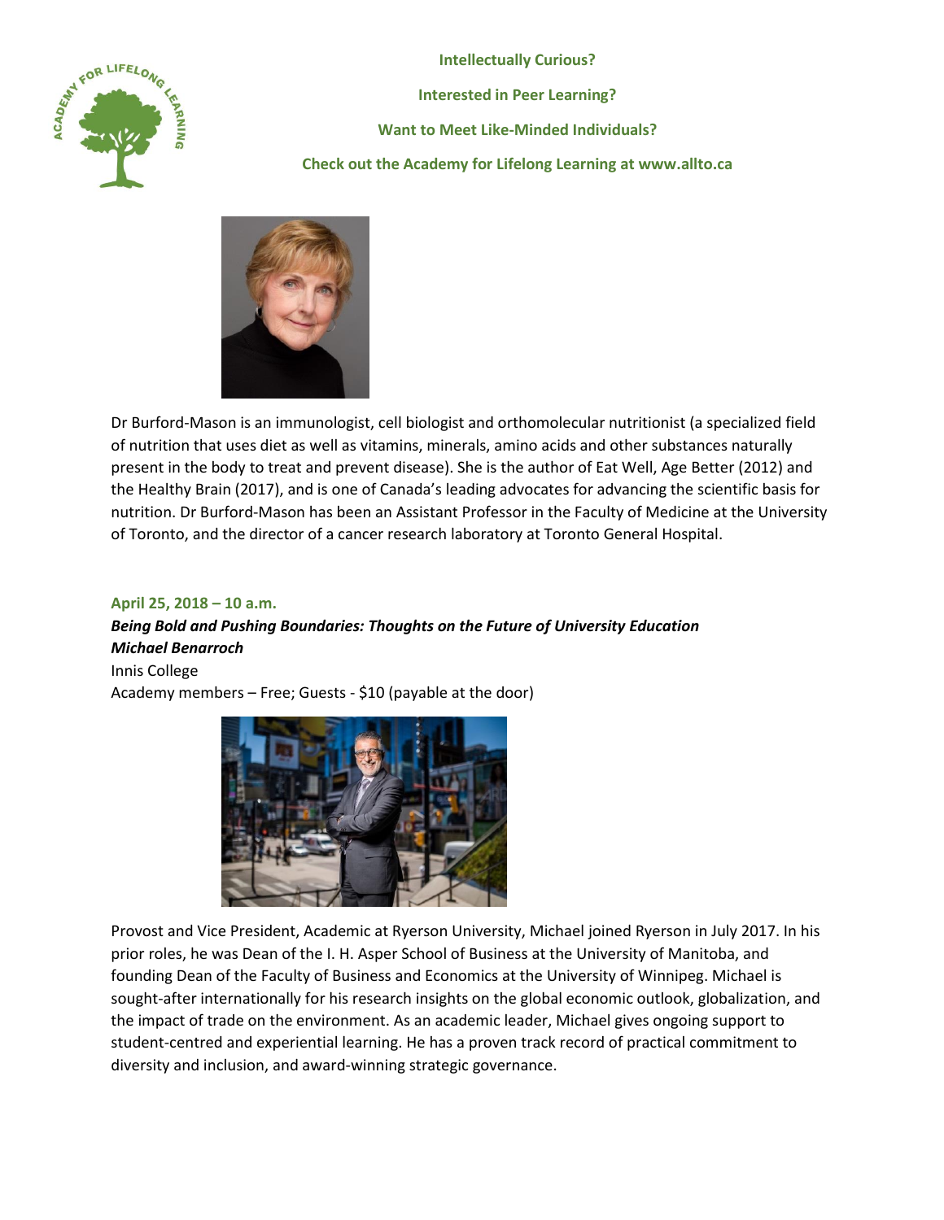**Intellectually Curious?**

**Interested in Peer Learning?**

**Want to Meet Like-Minded Individuals?**

**Check out the Academy for Lifelong Learning at www.allto.ca**

Dr Burford-Mason is an immunologist, cell biologist and orthomolecular nutritionist (a specialized field of nutrition that uses diet as well as vitamins, minerals, amino acids and other substances naturally present in the body to treat and prevent disease). She is the author of Eat Well, Age Better (2012) and the Healthy Brain (2017), and is one of Canada's leading advocates for advancing the scientific basis for nutrition. Dr Burford-Mason has been an Assistant Professor in the Faculty of Medicine at the University of Toronto, and the director of a cancer research laboratory at Toronto General Hospital.

**April 25, 2018 – 10 a.m.**

***Being Bold and Pushing Boundaries: Thoughts on the Future of University Education***
***Michael Benarroch***
Innis College
Academy members – Free; Guests - $10 (payable at the door)

Provost and Vice President, Academic at Ryerson University, Michael joined Ryerson in July 2017. In his prior roles, he was Dean of the I. H. Asper School of Business at the University of Manitoba, and founding Dean of the Faculty of Business and Economics at the University of Winnipeg. Michael is sought-after internationally for his research insights on the global economic outlook, globalization, and the impact of trade on the environment. As an academic leader, Michael gives ongoing support to student-centred and experiential learning. He has a proven track record of practical commitment to diversity and inclusion, and award-winning strategic governance.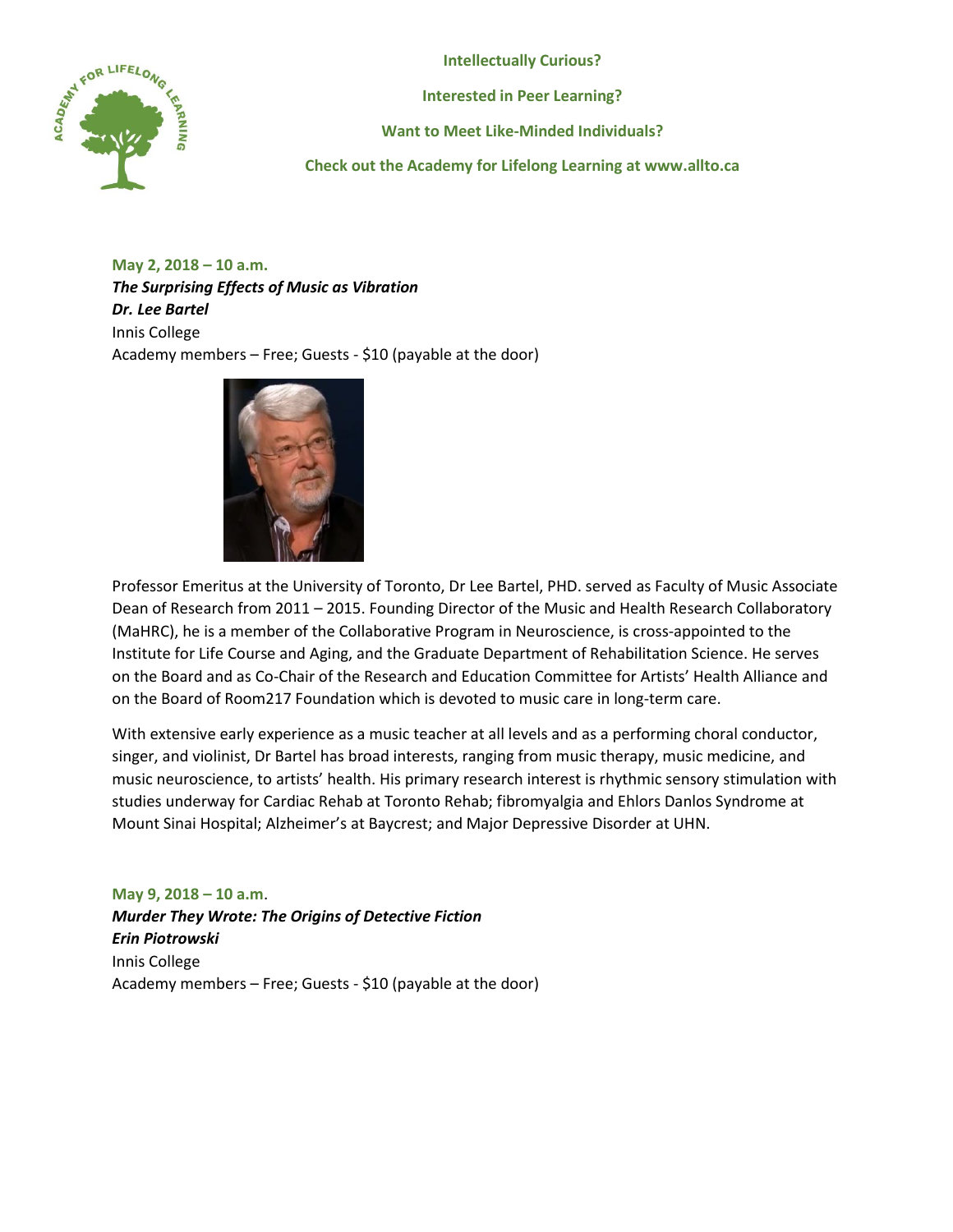**Intellectually Curious?**

**Interested in Peer Learning?**

**Want to Meet Like-Minded Individuals?**

**Check out the Academy for Lifelong Learning at www.allto.ca**

**May 2, 2018 – 10 a.m.**
***The Surprising Effects of Music as Vibration***
***Dr. Lee Bartel***
Innis College
Academy members – Free; Guests - $10 (payable at the door)

Professor Emeritus at the University of Toronto, Dr Lee Bartel, PHD. served as Faculty of Music Associate Dean of Research from 2011 – 2015. Founding Director of the Music and Health Research Collaboratory (MaHRC), he is a member of the Collaborative Program in Neuroscience, is cross-appointed to the Institute for Life Course and Aging, and the Graduate Department of Rehabilitation Science. He serves on the Board and as Co-Chair of the Research and Education Committee for Artists' Health Alliance and on the Board of Room217 Foundation which is devoted to music care in long-term care.

With extensive early experience as a music teacher at all levels and as a performing choral conductor, singer, and violinist, Dr Bartel has broad interests, ranging from music therapy, music medicine, and music neuroscience, to artists' health. His primary research interest is rhythmic sensory stimulation with studies underway for Cardiac Rehab at Toronto Rehab; fibromyalgia and Ehlors Danlos Syndrome at Mount Sinai Hospital; Alzheimer's at Baycrest; and Major Depressive Disorder at UHN.

**May 9, 2018 – 10 a.m**.
***Murder They Wrote: The Origins of Detective Fiction***
***Erin Piotrowski***
Innis College
Academy members – Free; Guests - $10 (payable at the door)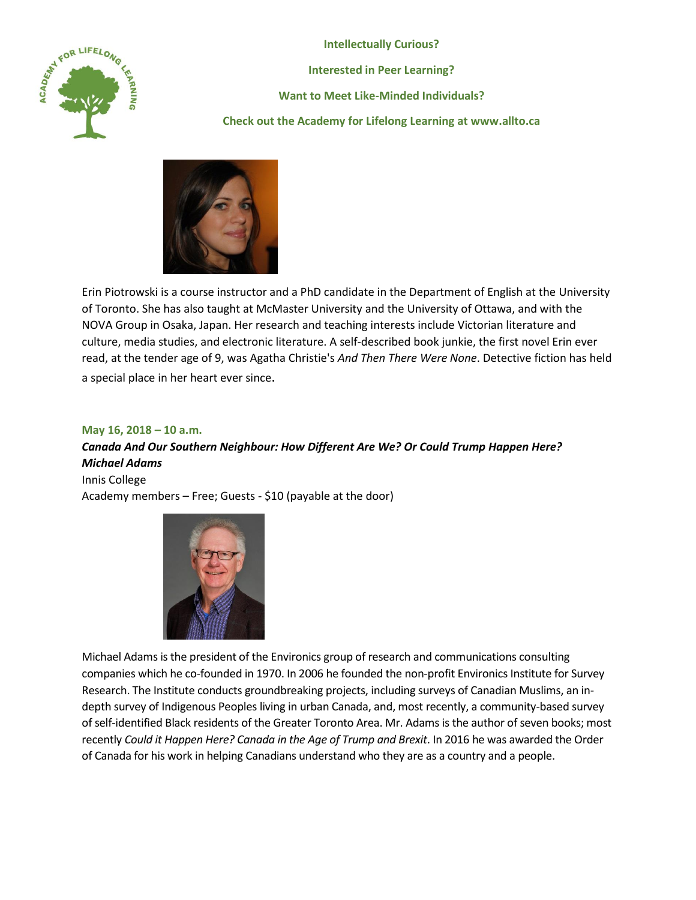**Intellectually Curious?**

**Interested in Peer Learning?**

**Want to Meet Like-Minded Individuals?**

**Check out the Academy for Lifelong Learning at www.allto.ca**

Erin Piotrowski is a course instructor and a PhD candidate in the Department of English at the University of Toronto. She has also taught at McMaster University and the University of Ottawa, and with the NOVA Group in Osaka, Japan. Her research and teaching interests include Victorian literature and culture, media studies, and electronic literature. A self-described book junkie, the first novel Erin ever read, at the tender age of 9, was Agatha Christie's *And Then There Were None*. Detective fiction has held a special place in her heart ever since.

**May 16, 2018 – 10 a.m.**

***Canada And Our Southern Neighbour: How Different Are We? Or Could Trump Happen Here?***

***Michael Adams***

Innis College

Academy members – Free; Guests - $10 (payable at the door)

Michael Adams is the president of the Environics group of research and communications consulting companies which he co-founded in 1970. In 2006 he founded the non-profit Environics Institute for Survey Research. The Institute conducts groundbreaking projects, including surveys of Canadian Muslims, an in-depth survey of Indigenous Peoples living in urban Canada, and, most recently, a community-based survey of self-identified Black residents of the Greater Toronto Area. Mr. Adams is the author of seven books; most recently *Could it Happen Here? Canada in the Age of Trump and Brexit*. In 2016 he was awarded the Order of Canada for his work in helping Canadians understand who they are as a country and a people.